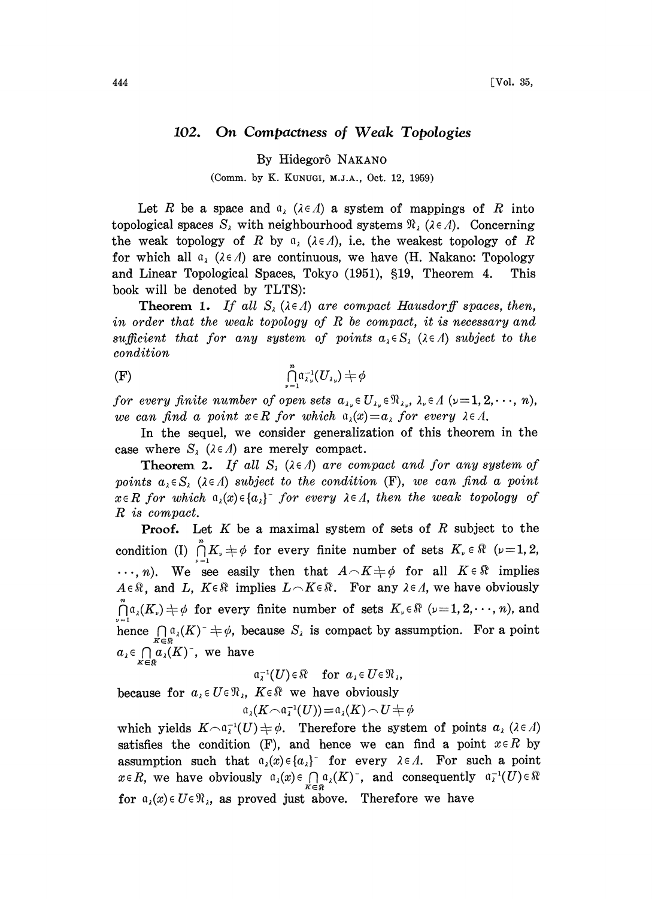# 102. On Compactness of Weak Topologies

By Hidegorô NAKANO

(Comm. by K. KUNUGI, M.J.A., Oct. 12, 1959)

Let $R$ be a space and $\mathfrak{a}_\lambda$ $(\lambda \in \Lambda)$ a system of mappings of $R$ into topological spaces $S_\lambda$ with neighbourhood systems $\mathfrak{N}_\lambda$ $(\lambda \in \Lambda)$. Concerning the weak topology of $R$ by $\mathfrak{a}_\lambda$ $(\lambda \in \Lambda)$, i.e. the weakest topology of $R$ for which all $\mathfrak{a}_\lambda$ $(\lambda \in \Lambda)$ are continuous, we have (H. Nakano: Topology and Linear Topological Spaces, Tokyo (1951), §19, Theorem 4. This book will be denoted by TLTS):

**Theorem 1.** *If all $S_\lambda$ $(\lambda \in \Lambda)$ are compact Hausdorff spaces, then, in order that the weak topology of $R$ be compact, it is necessary and sufficient that for any system of points $a_\lambda \in S_\lambda$ $(\lambda \in \Lambda)$ subject to the condition*

$$\text{(F)} \qquad \bigcap_{\nu=1}^{n} \mathfrak{a}_{\lambda_\nu}^{-1}(U_{\lambda_\nu}) \neq \phi$$

*for every finite number of open sets $a_{\lambda_\nu} \in U_{\lambda_\nu} \in \mathfrak{N}_{\lambda_\nu}$, $\lambda_\nu \in \Lambda$ $(\nu = 1, 2, \cdots, n)$, we can find a point $x \in R$ for which $\mathfrak{a}_\lambda(x) = a_\lambda$ for every $\lambda \in \Lambda$.*

In the sequel, we consider generalization of this theorem in the case where $S_\lambda$ $(\lambda \in \Lambda)$ are merely compact.

**Theorem 2.** *If all $S_\lambda$ $(\lambda \in \Lambda)$ are compact and for any system of points $a_\lambda \in S_\lambda$ $(\lambda \in \Lambda)$ subject to the condition (F), we can find a point $x \in R$ for which $\mathfrak{a}_\lambda(x) \in \{a_\lambda\}^-$ for every $\lambda \in \Lambda$, then the weak topology of $R$ is compact.*

**Proof.** Let $K$ be a maximal system of sets of $R$ subject to the condition (I) $\bigcap_{\nu=1}^{n} K_\nu \neq \phi$ for every finite number of sets $K_\nu \in \mathfrak{K}$ $(\nu = 1, 2, \cdots, n)$. We see easily then that $A \frown K \neq \phi$ for all $K \in \mathfrak{K}$ implies $A \in \mathfrak{K}$, and $L, K \in \mathfrak{K}$ implies $L \frown K \in \mathfrak{K}$. For any $\lambda \in \Lambda$, we have obviously $\bigcap_{\nu=1}^{n} \mathfrak{a}_\lambda(K_\nu) \neq \phi$ for every finite number of sets $K_\nu \in \mathfrak{K}$ $(\nu = 1, 2, \cdots, n)$, and hence $\bigcap_{K \in \mathfrak{K}} \mathfrak{a}_\lambda(K)^- \neq \phi$, because $S_\lambda$ is compact by assumption. For a point $a_\lambda \in \bigcap_{K \in \mathfrak{K}} a_\lambda(K)^-$, we have

$$\mathfrak{a}_\lambda^{-1}(U) \in \mathfrak{K} \quad \text{for } a_\lambda \in U \in \mathfrak{N}_\lambda,$$

because for $a_\lambda \in U \in \mathfrak{N}_\lambda$, $K \in \mathfrak{K}$ we have obviously

$$\mathfrak{a}_\lambda(K \frown \mathfrak{a}_\lambda^{-1}(U)) = \mathfrak{a}_\lambda(K) \frown U \neq \phi$$

which yields $K \frown \mathfrak{a}_\lambda^{-1}(U) \neq \phi$. Therefore the system of points $a_\lambda$ $(\lambda \in \Lambda)$ satisfies the condition (F), and hence we can find a point $x \in R$ by assumption such that $\mathfrak{a}_\lambda(x) \in \{a_\lambda\}^-$ for every $\lambda \in \Lambda$. For such a point $x \in R$, we have obviously $\mathfrak{a}_\lambda(x) \in \bigcap_{K \in \mathfrak{K}} \mathfrak{a}_\lambda(K)^-$, and consequently $\mathfrak{a}_\lambda^{-1}(U) \in \mathfrak{K}$ for $\mathfrak{a}_\lambda(x) \in U \in \mathfrak{N}_\lambda$, as proved just above. Therefore we have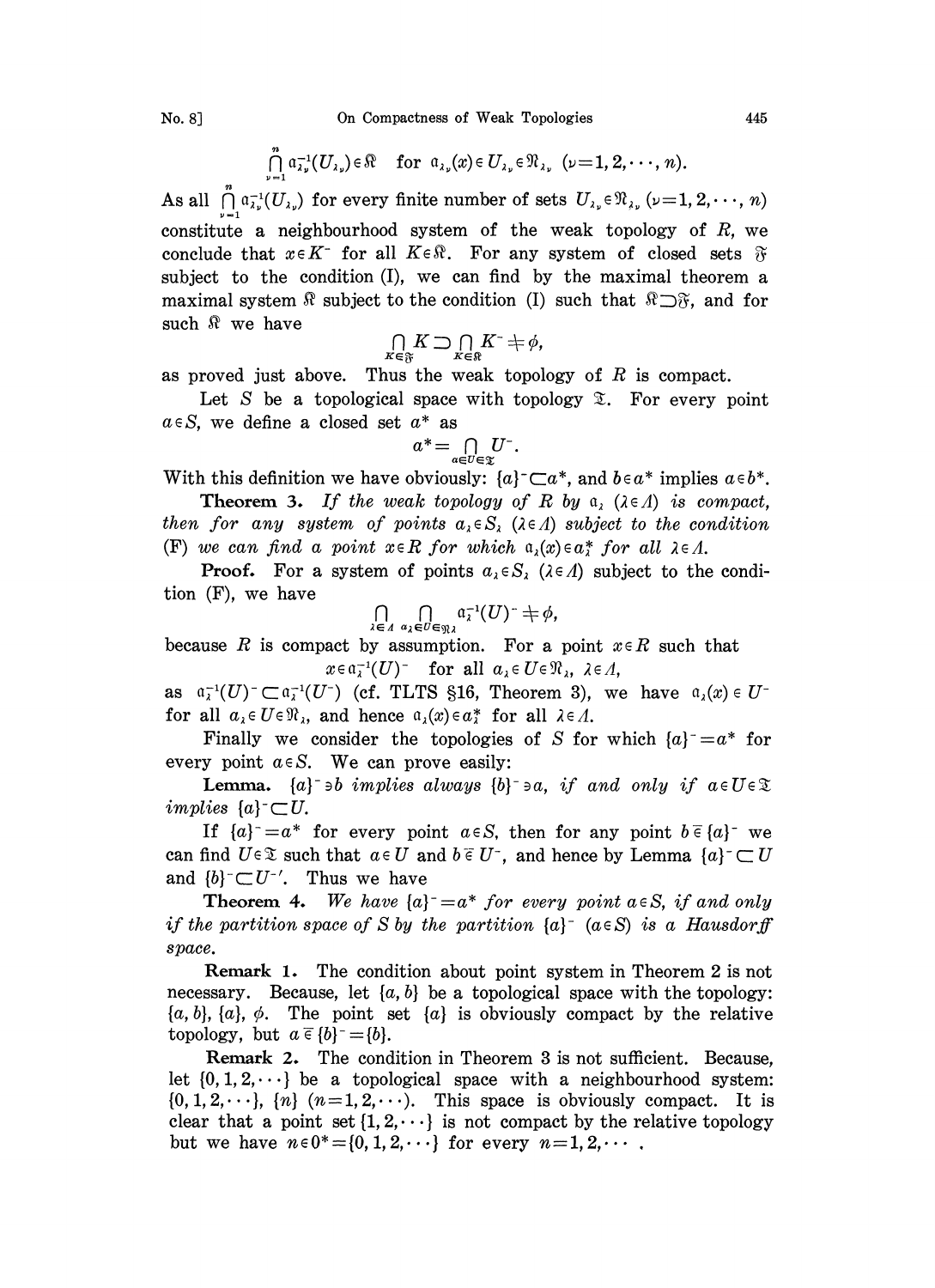$$\bigcap_{\nu=1}^{n} \mathfrak{a}_{\lambda_\nu}^{-1}(U_{\lambda_\nu}) \in \mathfrak{K} \quad \text{for } \mathfrak{a}_{\lambda_\nu}(x) \in U_{\lambda_\nu} \in \mathfrak{N}_{\lambda_\nu} \ (\nu=1, 2, \cdots, n).$$

As all $\bigcap_{\nu=1}^{n} \mathfrak{a}_{\lambda_\nu}^{-1}(U_{\lambda_\nu})$ for every finite number of sets $U_{\lambda_\nu} \in \mathfrak{N}_{\lambda_\nu}$ $(\nu=1, 2, \cdots, n)$ constitute a neighbourhood system of the weak topology of $R$, we conclude that $x \in K^-$ for all $K \in \mathfrak{K}$. For any system of closed sets $\mathfrak{F}$ subject to the condition (I), we can find by the maximal theorem a maximal system $\mathfrak{K}$ subject to the condition (I) such that $\mathfrak{K} \supset \mathfrak{F}$, and for such $\mathfrak{K}$ we have

$$\bigcap_{K \in \mathfrak{F}} K \supset \bigcap_{K \in \mathfrak{K}} K^- \neq \phi,$$

as proved just above. Thus the weak topology of $R$ is compact.

Let $S$ be a topological space with topology $\mathfrak{T}$. For every point $a \in S$, we define a closed set $a^*$ as

$$a^* = \bigcap_{a \in U \in \mathfrak{T}} U^-.$$

With this definition we have obviously: $\{a\}^- \subset a^*$, and $b \in a^*$ implies $a \in b^*$.

**Theorem 3.** *If the weak topology of $R$ by $\mathfrak{a}_\lambda$ $(\lambda \in \Lambda)$ is compact, then for any system of points $a_\lambda \in S_\lambda$ $(\lambda \in \Lambda)$ subject to the condition* (F) *we can find a point $x \in R$ for which $\mathfrak{a}_\lambda(x) \in a_\lambda^*$ for all $\lambda \in \Lambda$.*

**Proof.** For a system of points $a_\lambda \in S_\lambda$ $(\lambda \in \Lambda)$ subject to the condition (F), we have

$$\bigcap_{\lambda \in \Lambda} \bigcap_{a_\lambda \in U \in \mathfrak{N}_\lambda} \mathfrak{a}_\lambda^{-1}(U)^- \neq \phi,$$

because $R$ is compact by assumption. For a point $x \in R$ such that

$$x \in \mathfrak{a}_\lambda^{-1}(U)^- \quad \text{for all } a_\lambda \in U \in \mathfrak{N}_\lambda,\ \lambda \in \Lambda,$$

as $\mathfrak{a}_\lambda^{-1}(U)^- \subset \mathfrak{a}_\lambda^{-1}(U^-)$ (cf. TLTS §16, Theorem 3), we have $\mathfrak{a}_\lambda(x) \in U^-$ for all $a_\lambda \in U \in \mathfrak{N}_\lambda$, and hence $\mathfrak{a}_\lambda(x) \in a_\lambda^*$ for all $\lambda \in \Lambda$.

Finally we consider the topologies of $S$ for which $\{a\}^- = a^*$ for every point $a \in S$. We can prove easily:

**Lemma.** *$\{a\}^- \ni b$ implies always $\{b\}^- \ni a$, if and only if $a \in U \in \mathfrak{T}$ implies $\{a\}^- \subset U$.*

If $\{a\}^- = a^*$ for every point $a \in S$, then for any point $b \,\overline{\in}\, \{a\}^-$ we can find $U \in \mathfrak{T}$ such that $a \in U$ and $b \,\overline{\in}\, U^-$, and hence by Lemma $\{a\}^- \subset U$ and $\{b\}^- \subset U^{-\prime}$. Thus we have

**Theorem 4.** *We have $\{a\}^- = a^*$ for every point $a \in S$, if and only if the partition space of $S$ by the partition $\{a\}^-$ $(a \in S)$ is a Hausdorff space.*

**Remark 1.** The condition about point system in Theorem 2 is not necessary. Because, let $\{a, b\}$ be a topological space with the topology: $\{a, b\}$, $\{a\}$, $\phi$. The point set $\{a\}$ is obviously compact by the relative topology, but $a \,\overline{\in}\, \{b\}^- = \{b\}$.

**Remark 2.** The condition in Theorem 3 is not sufficient. Because, let $\{0, 1, 2, \cdots\}$ be a topological space with a neighbourhood system: $\{0, 1, 2, \cdots\}$, $\{n\}$ $(n=1, 2, \cdots)$. This space is obviously compact. It is clear that a point set $\{1, 2, \cdots\}$ is not compact by the relative topology but we have $n \in 0^* = \{0, 1, 2, \cdots\}$ for every $n = 1, 2, \cdots$ .